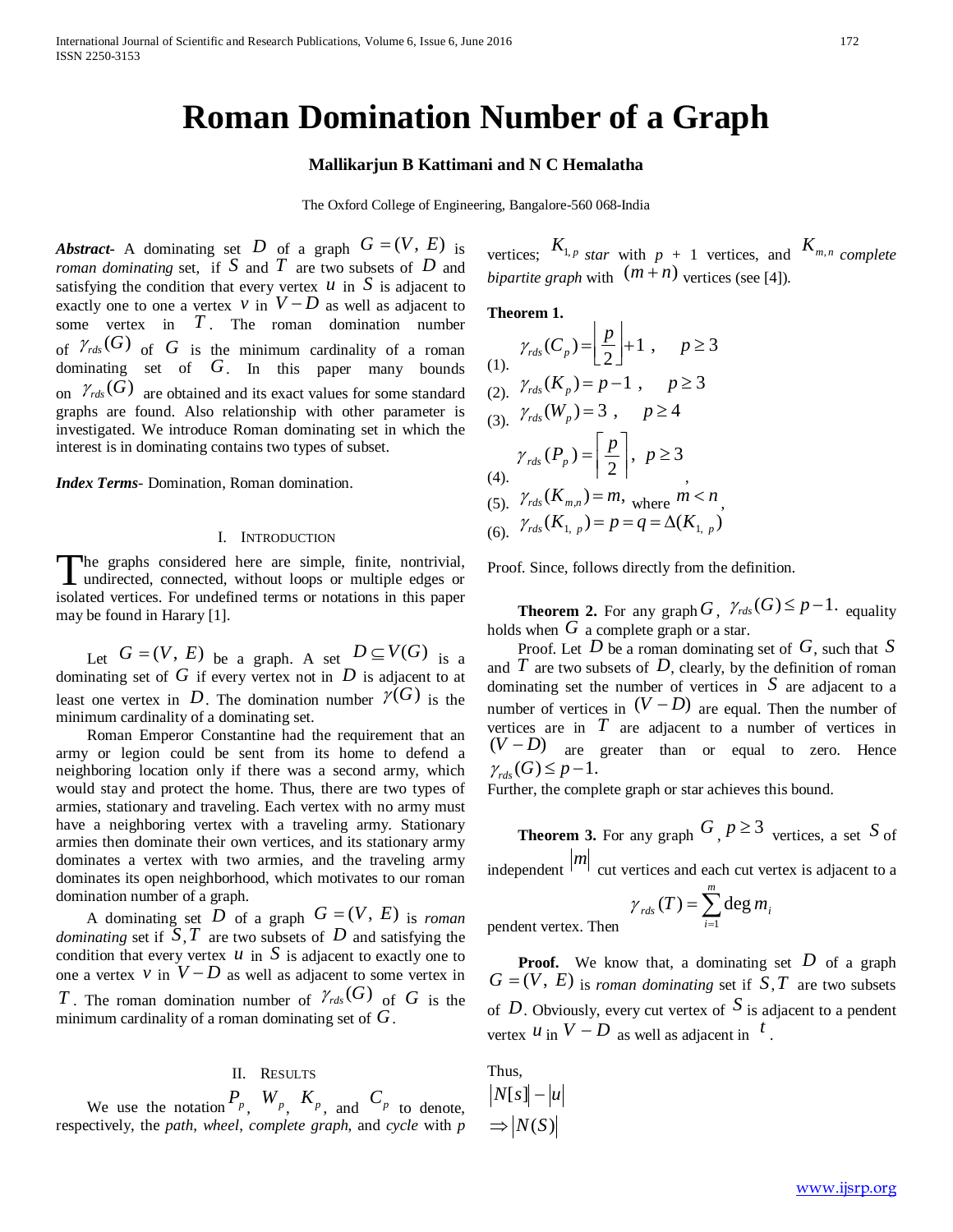# Roman Domination Number of a Graph

**Mallikarjun B Kattimani and N C Hemalatha**

The Oxford College of Engineering, Bangalore-560 068-India

***Abstract-*** A dominating set $D$ of a graph $G = (V, E)$ is *roman dominating* set, if $S$ and $T$ are two subsets of $D$ and satisfying the condition that every vertex $u$ in $S$ is adjacent to exactly one to one a vertex $v$ in $V - D$ as well as adjacent to some vertex in $T$. The roman domination number of $\gamma_{rds}(G)$ of $G$ is the minimum cardinality of a roman dominating set of $G$. In this paper many bounds on $\gamma_{rds}(G)$ are obtained and its exact values for some standard graphs are found. Also relationship with other parameter is investigated. We introduce Roman dominating set in which the interest is in dominating contains two types of subset.

***Index Terms-*** Domination, Roman domination.

## I. Introduction

The graphs considered here are simple, finite, nontrivial, undirected, connected, without loops or multiple edges or isolated vertices. For undefined terms or notations in this paper may be found in Harary [1].

Let $G = (V, E)$ be a graph. A set $D \subseteq V(G)$ is a dominating set of $G$ if every vertex not in $D$ is adjacent to at least one vertex in $D$. The domination number $\gamma(G)$ is the minimum cardinality of a dominating set.

Roman Emperor Constantine had the requirement that an army or legion could be sent from its home to defend a neighboring location only if there was a second army, which would stay and protect the home. Thus, there are two types of armies, stationary and traveling. Each vertex with no army must have a neighboring vertex with a traveling army. Stationary armies then dominate their own vertices, and its stationary army dominates a vertex with two armies, and the traveling army dominates its open neighborhood, which motivates to our roman domination number of a graph.

A dominating set $D$ of a graph $G = (V, E)$ is *roman dominating* set if $S, T$ are two subsets of $D$ and satisfying the condition that every vertex $u$ in $S$ is adjacent to exactly one to one a vertex $v$ in $V - D$ as well as adjacent to some vertex in $T$. The roman domination number of $\gamma_{rds}(G)$ of $G$ is the minimum cardinality of a roman dominating set of $G$.

## II. Results

We use the notation $P_p$, $W_p$, $K_p$, and $C_p$ to denote, respectively, the *path*, *wheel*, *complete graph*, and *cycle* with $p$ vertices; $K_{1,p}$ *star* with $p$ + 1 vertices, and $K_{m,n}$ *complete bipartite graph* with $(m+n)$ vertices (see [4]).

**Theorem 1.**

(1). $\gamma_{rds}(C_p) = \left\lfloor \frac{p}{2} \right\rfloor + 1$ , $\quad p \geq 3$

(2). $\gamma_{rds}(K_p) = p - 1$ , $\quad p \geq 3$

(3). $\gamma_{rds}(W_p) = 3$ , $\quad p \geq 4$

(4). $\gamma_{rds}(P_p) = \left\lceil \frac{p}{2} \right\rceil$, $\; p \geq 3$ ,

(5). $\gamma_{rds}(K_{m,n}) = m,$ where $m < n$,

(6). $\gamma_{rds}(K_{1,\, p}) = p = q = \Delta(K_{1,\, p})$

Proof. Since, follows directly from the definition.

**Theorem 2.** For any graph $G$, $\gamma_{rds}(G) \leq p - 1.$ equality holds when $G$ a complete graph or a star.

Proof. Let $D$ be a roman dominating set of $G$, such that $S$ and $T$ are two subsets of $D$, clearly, by the definition of roman dominating set the number of vertices in $S$ are adjacent to a number of vertices in $(V - D)$ are equal. Then the number of vertices are in $T$ are adjacent to a number of vertices in $(V - D)$ are greater than or equal to zero. Hence $\gamma_{rds}(G) \leq p - 1.$

Further, the complete graph or star achieves this bound.

**Theorem 3.** For any graph $G$, $p \geq 3$ vertices, a set $S$ of independent $|m|$ cut vertices and each cut vertex is adjacent to a pendent vertex. Then $\gamma_{rds}(T) = \sum_{i=1}^{m} \deg m_i$

**Proof.** We know that, a dominating set $D$ of a graph $G = (V, E)$ is *roman dominating* set if $S, T$ are two subsets of $D$. Obviously, every cut vertex of $S$ is adjacent to a pendent vertex $u$ in $V - D$ as well as adjacent in $t$.

Thus,

$|N[s]| - |u|$

$\Rightarrow |N(S)|$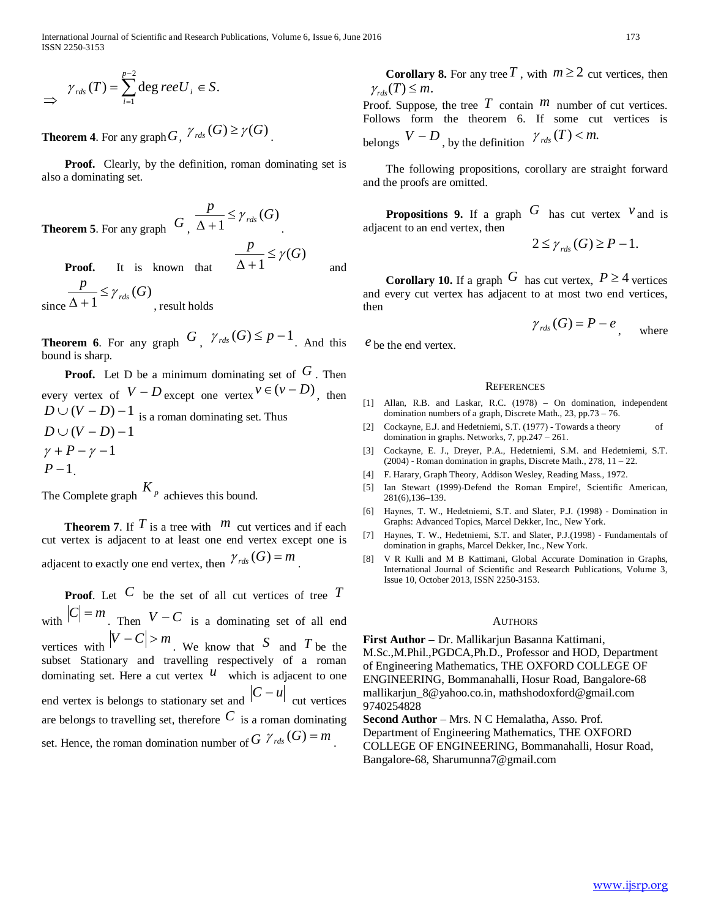$$\Rightarrow \quad \gamma_{rds}(T) = \sum_{i=1}^{p-2} \deg reeU_i \in S.$$

**Theorem 4**. For any graph $G$, $\gamma_{rds}(G) \geq \gamma(G)$.

**Proof.** Clearly, by the definition, roman dominating set is also a dominating set.

**Theorem 5**. For any graph $G$, $\frac{p}{\Delta+1} \leq \gamma_{rds}(G)$.

**Proof.** It is known that $\frac{p}{\Delta+1} \leq \gamma(G)$ and since $\frac{p}{\Delta+1} \leq \gamma_{rds}(G)$, result holds

**Theorem 6**. For any graph $G$, $\gamma_{rds}(G) \leq p-1$. And this bound is sharp.

**Proof.** Let D be a minimum dominating set of $G$. Then every vertex of $V-D$ except one vertex $v \in (v-D)$, then $D \cup (V-D)-1$ is a roman dominating set. Thus

$D \cup (V-D)-1$

$\gamma + P - \gamma - 1$

$P-1$.

The Complete graph $K_p$ achieves this bound.

**Theorem 7**. If $T$ is a tree with $m$ cut vertices and if each cut vertex is adjacent to at least one end vertex except one is adjacent to exactly one end vertex, then $\gamma_{rds}(G) = m$.

**Proof**. Let $C$ be the set of all cut vertices of tree $T$ with $|C| = m$. Then $V-C$ is a dominating set of all end vertices with $|V-C| > m$. We know that $S$ and $T$ be the subset Stationary and travelling respectively of a roman dominating set. Here a cut vertex $u$ which is adjacent to one end vertex is belongs to stationary set and $|C-u|$ cut vertices are belongs to travelling set, therefore $C$ is a roman dominating set. Hence, the roman domination number of $G$ $\gamma_{rds}(G) = m$.

**Corollary 8.** For any tree $T$, with $m \geq 2$ cut vertices, then $\gamma_{rds}(T) \leq m.$

Proof. Suppose, the tree $T$ contain $m$ number of cut vertices. Follows form the theorem 6. If some cut vertices is belongs $V-D$, by the definition $\gamma_{rds}(T) < m.$

The following propositions, corollary are straight forward and the proofs are omitted.

**Propositions 9.** If a graph $G$ has cut vertex $v$ and is adjacent to an end vertex, then

$$2 \leq \gamma_{rds}(G) \geq P-1.$$

**Corollary 10.** If a graph $G$ has cut vertex, $P \geq 4$ vertices and every cut vertex has adjacent to at most two end vertices, then

$$\gamma_{rds}(G) = P - e, \quad \text{where}$$

$e$ be the end vertex.

## References

[1] Allan, R.B. and Laskar, R.C. (1978) – On domination, independent domination numbers of a graph, Discrete Math., 23, pp.73 – 76.

[2] Cockayne, E.J. and Hedetniemi, S.T. (1977) - Towards a theory of domination in graphs. Networks, 7, pp.247 – 261.

[3] Cockayne, E. J., Dreyer, P.A., Hedetniemi, S.M. and Hedetniemi, S.T. (2004) - Roman domination in graphs, Discrete Math., 278, 11 – 22.

[4] F. Harary, Graph Theory, Addison Wesley, Reading Mass., 1972.

[5] Ian Stewart (1999)-Defend the Roman Empire!, Scientific American, 281(6),136–139.

[6] Haynes, T. W., Hedetniemi, S.T. and Slater, P.J. (1998) - Domination in Graphs: Advanced Topics, Marcel Dekker, Inc., New York.

[7] Haynes, T. W., Hedetniemi, S.T. and Slater, P.J.(1998) - Fundamentals of domination in graphs, Marcel Dekker, Inc., New York.

[8] V R Kulli and M B Kattimani, Global Accurate Domination in Graphs, International Journal of Scientific and Research Publications, Volume 3, Issue 10, October 2013, ISSN 2250-3153.

## Authors

**First Author** – Dr. Mallikarjun Basanna Kattimani, M.Sc.,M.Phil.,PGDCA,Ph.D., Professor and HOD, Department of Engineering Mathematics, THE OXFORD COLLEGE OF ENGINEERING, Bommanahalli, Hosur Road, Bangalore-68 mallikarjun_8@yahoo.co.in, mathshodoxford@gmail.com 9740254828

**Second Author** – Mrs. N C Hemalatha, Asso. Prof. Department of Engineering Mathematics, THE OXFORD COLLEGE OF ENGINEERING, Bommanahalli, Hosur Road, Bangalore-68, Sharumunna7@gmail.com